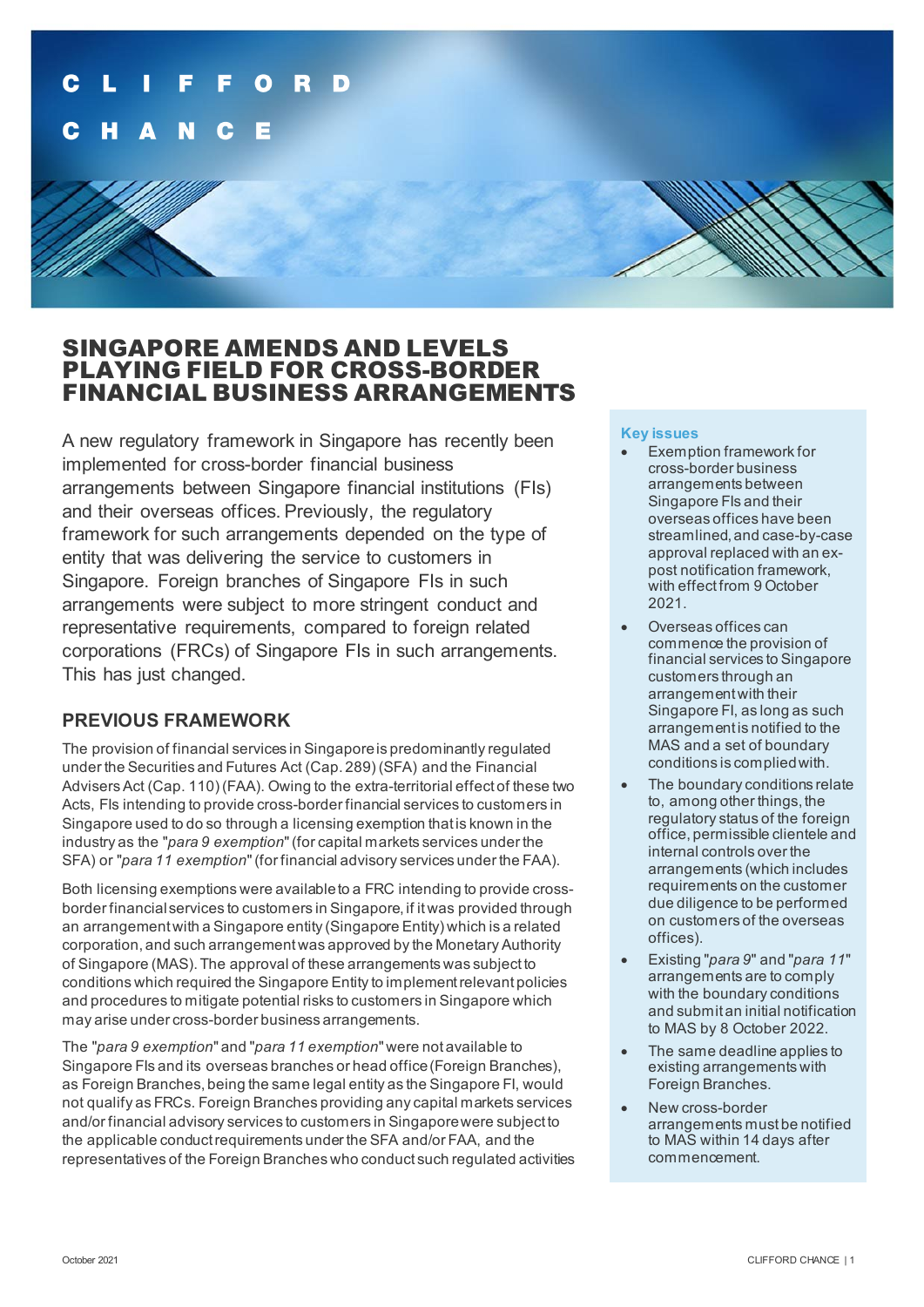# SINGAPORE AMENDS AND LEVELS PLAYING FIELD FOR CROSS-BORDER FINANCIAL BUSINESS ARRANGEMENTS

A new regulatory framework in Singapore has recently been implemented for cross-border financial business arrangements between Singapore financial institutions (FIs) and their overseas offices. Previously, the regulatory framework for such arrangements depended on the type of entity that was delivering the service to customers in Singapore. Foreign branches of Singapore FIs in such arrangements were subject to more stringent conduct and representative requirements, compared to foreign related corporations (FRCs) of Singapore FIs in such arrangements. This has just changed.

## PREVIOUS FRAMEWORK

The provision of financial services in Singapore is predominantly regulated under the Securities and Futures Act (Cap. 289) (SFA) and the Financial Advisers Act (Cap. 110) (FAA). Owing to the extra-territorial effect of these two Acts, FIs intending to provide cross-border financial services to customers in Singapore used to do so through a licensing exemption that is known in the industry as the "*para 9 exemption*" (for capital markets services under the SFA) or "*para 11 exemption*" (for financial advisory services under the FAA).

Both licensing exemptions were available to a FRC intending to provide cross-border financial services to customers in Singapore, if it was provided through an arrangement with a Singapore entity (Singapore Entity) which is a related corporation, and such arrangement was approved by the Monetary Authority of Singapore (MAS). The approval of these arrangements was subject to conditions which required the Singapore Entity to implement relevant policies and procedures to mitigate potential risks to customers in Singapore which may arise under cross-border business arrangements.

The "*para 9 exemption*" and "*para 11 exemption*" were not available to Singapore FIs and its overseas branches or head office (Foreign Branches), as Foreign Branches, being the same legal entity as the Singapore FI, would not qualify as FRCs. Foreign Branches providing any capital markets services and/or financial advisory services to customers in Singapore were subject to the applicable conduct requirements under the SFA and/or FAA, and the representatives of the Foreign Branches who conduct such regulated activities

**Key issues**

- Exemption framework for cross-border business arrangements between Singapore FIs and their overseas offices have been streamlined, and case-by-case approval replaced with an ex-post notification framework, with effect from 9 October 2021.
- Overseas offices can commence the provision of financial services to Singapore customers through an arrangement with their Singapore FI, as long as such arrangement is notified to the MAS and a set of boundary conditions is complied with.
- The boundary conditions relate to, among other things, the regulatory status of the foreign office, permissible clientele and internal controls over the arrangements (which includes requirements on the customer due diligence to be performed on customers of the overseas offices).
- Existing "*para 9*" and "*para 11*" arrangements are to comply with the boundary conditions and submit an initial notification to MAS by 8 October 2022.
- The same deadline applies to existing arrangements with Foreign Branches.
- New cross-border arrangements must be notified to MAS within 14 days after commencement.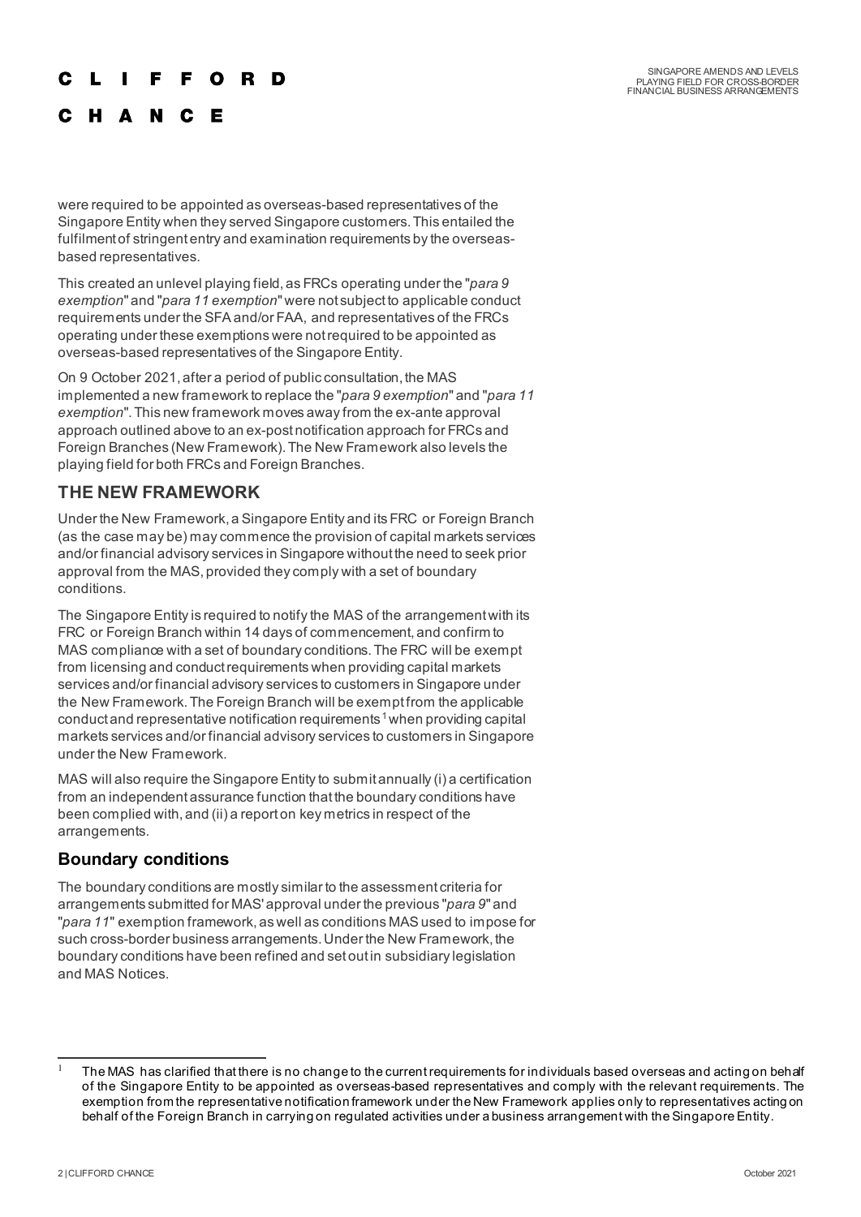were required to be appointed as overseas-based representatives of the Singapore Entity when they served Singapore customers. This entailed the fulfilment of stringent entry and examination requirements by the overseas-based representatives.

This created an unlevel playing field, as FRCs operating under the "*para 9 exemption*" and "*para 11 exemption*" were not subject to applicable conduct requirements under the SFA and/or FAA, and representatives of the FRCs operating under these exemptions were not required to be appointed as overseas-based representatives of the Singapore Entity.

On 9 October 2021, after a period of public consultation, the MAS implemented a new framework to replace the "*para 9 exemption*" and "*para 11 exemption*". This new framework moves away from the ex-ante approval approach outlined above to an ex-post notification approach for FRCs and Foreign Branches (New Framework). The New Framework also levels the playing field for both FRCs and Foreign Branches.

## THE NEW FRAMEWORK

Under the New Framework, a Singapore Entity and its FRC or Foreign Branch (as the case may be) may commence the provision of capital markets services and/or financial advisory services in Singapore without the need to seek prior approval from the MAS, provided they comply with a set of boundary conditions.

The Singapore Entity is required to notify the MAS of the arrangement with its FRC or Foreign Branch within 14 days of commencement, and confirm to MAS compliance with a set of boundary conditions. The FRC will be exempt from licensing and conduct requirements when providing capital markets services and/or financial advisory services to customers in Singapore under the New Framework. The Foreign Branch will be exempt from the applicable conduct and representative notification requirements [1] when providing capital markets services and/or financial advisory services to customers in Singapore under the New Framework.

MAS will also require the Singapore Entity to submit annually (i) a certification from an independent assurance function that the boundary conditions have been complied with, and (ii) a report on key metrics in respect of the arrangements.

### Boundary conditions

The boundary conditions are mostly similar to the assessment criteria for arrangements submitted for MAS' approval under the previous "*para 9*" and "*para 11*" exemption framework, as well as conditions MAS used to impose for such cross-border business arrangements. Under the New Framework, the boundary conditions have been refined and set out in subsidiary legislation and MAS Notices.

---

[1] The MAS has clarified that there is no change to the current requirements for individuals based overseas and acting on behalf of the Singapore Entity to be appointed as overseas-based representatives and comply with the relevant requirements. The exemption from the representative notification framework under the New Framework applies only to representatives acting on behalf of the Foreign Branch in carrying on regulated activities under a business arrangement with the Singapore Entity.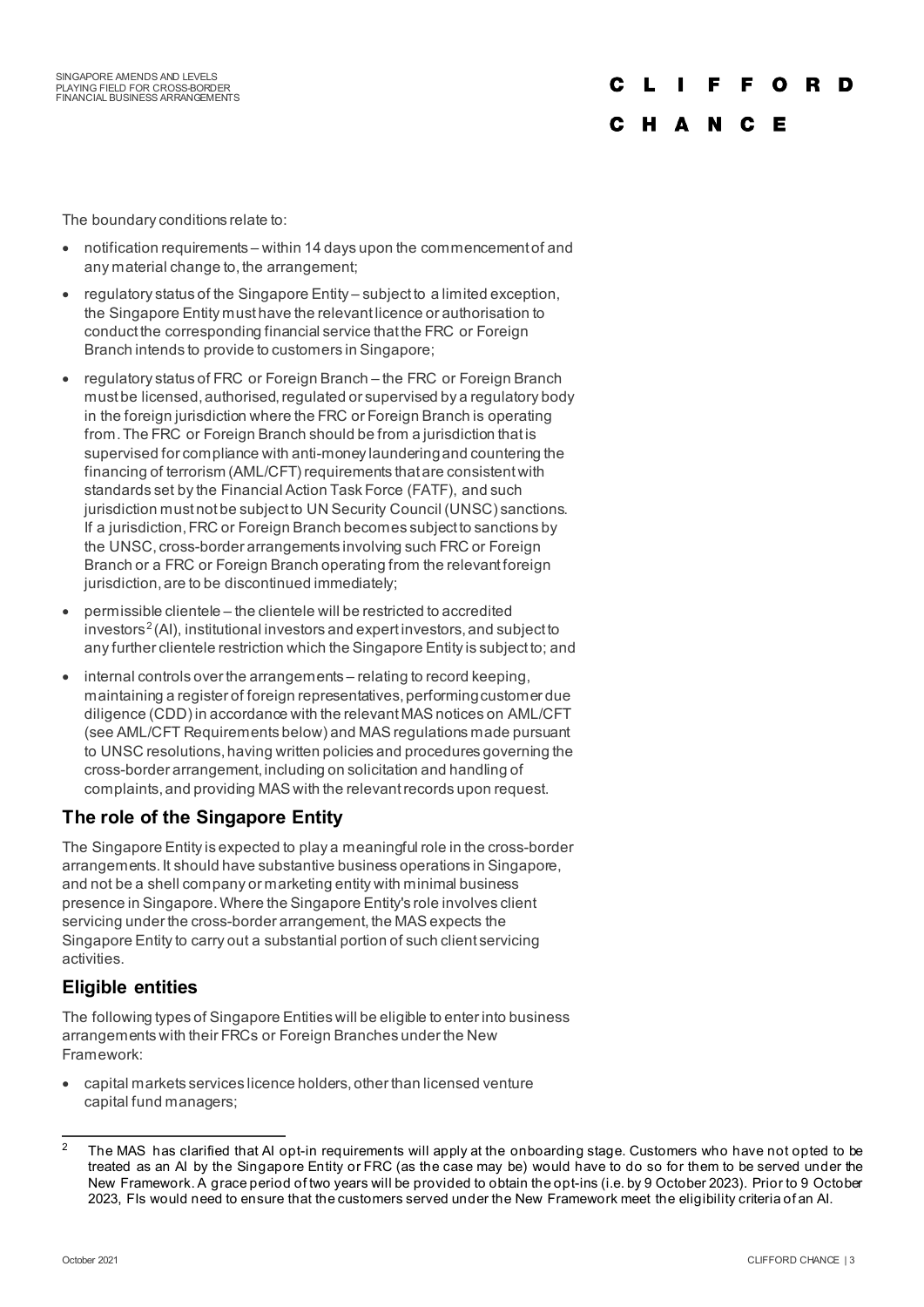The boundary conditions relate to:

- notification requirements – within 14 days upon the commencement of and any material change to, the arrangement;
- regulatory status of the Singapore Entity – subject to a limited exception, the Singapore Entity must have the relevant licence or authorisation to conduct the corresponding financial service that the FRC or Foreign Branch intends to provide to customers in Singapore;
- regulatory status of FRC or Foreign Branch – the FRC or Foreign Branch must be licensed, authorised, regulated or supervised by a regulatory body in the foreign jurisdiction where the FRC or Foreign Branch is operating from. The FRC or Foreign Branch should be from a jurisdiction that is supervised for compliance with anti-money laundering and countering the financing of terrorism (AML/CFT) requirements that are consistent with standards set by the Financial Action Task Force (FATF), and such jurisdiction must not be subject to UN Security Council (UNSC) sanctions. If a jurisdiction, FRC or Foreign Branch becomes subject to sanctions by the UNSC, cross-border arrangements involving such FRC or Foreign Branch or a FRC or Foreign Branch operating from the relevant foreign jurisdiction, are to be discontinued immediately;
- permissible clientele – the clientele will be restricted to accredited investors[2] (AI), institutional investors and expert investors, and subject to any further clientele restriction which the Singapore Entity is subject to; and
- internal controls over the arrangements – relating to record keeping, maintaining a register of foreign representatives, performing customer due diligence (CDD) in accordance with the relevant MAS notices on AML/CFT (see AML/CFT Requirements below) and MAS regulations made pursuant to UNSC resolutions, having written policies and procedures governing the cross-border arrangement, including on solicitation and handling of complaints, and providing MAS with the relevant records upon request.

## The role of the Singapore Entity

The Singapore Entity is expected to play a meaningful role in the cross-border arrangements. It should have substantive business operations in Singapore, and not be a shell company or marketing entity with minimal business presence in Singapore. Where the Singapore Entity's role involves client servicing under the cross-border arrangement, the MAS expects the Singapore Entity to carry out a substantial portion of such client servicing activities.

## Eligible entities

The following types of Singapore Entities will be eligible to enter into business arrangements with their FRCs or Foreign Branches under the New Framework:

- capital markets services licence holders, other than licensed venture capital fund managers;

---

[2] The MAS has clarified that AI opt-in requirements will apply at the onboarding stage. Customers who have not opted to be treated as an AI by the Singapore Entity or FRC (as the case may be) would have to do so for them to be served under the New Framework. A grace period of two years will be provided to obtain the opt-ins (i.e. by 9 October 2023). Prior to 9 October 2023, FIs would need to ensure that the customers served under the New Framework meet the eligibility criteria of an AI.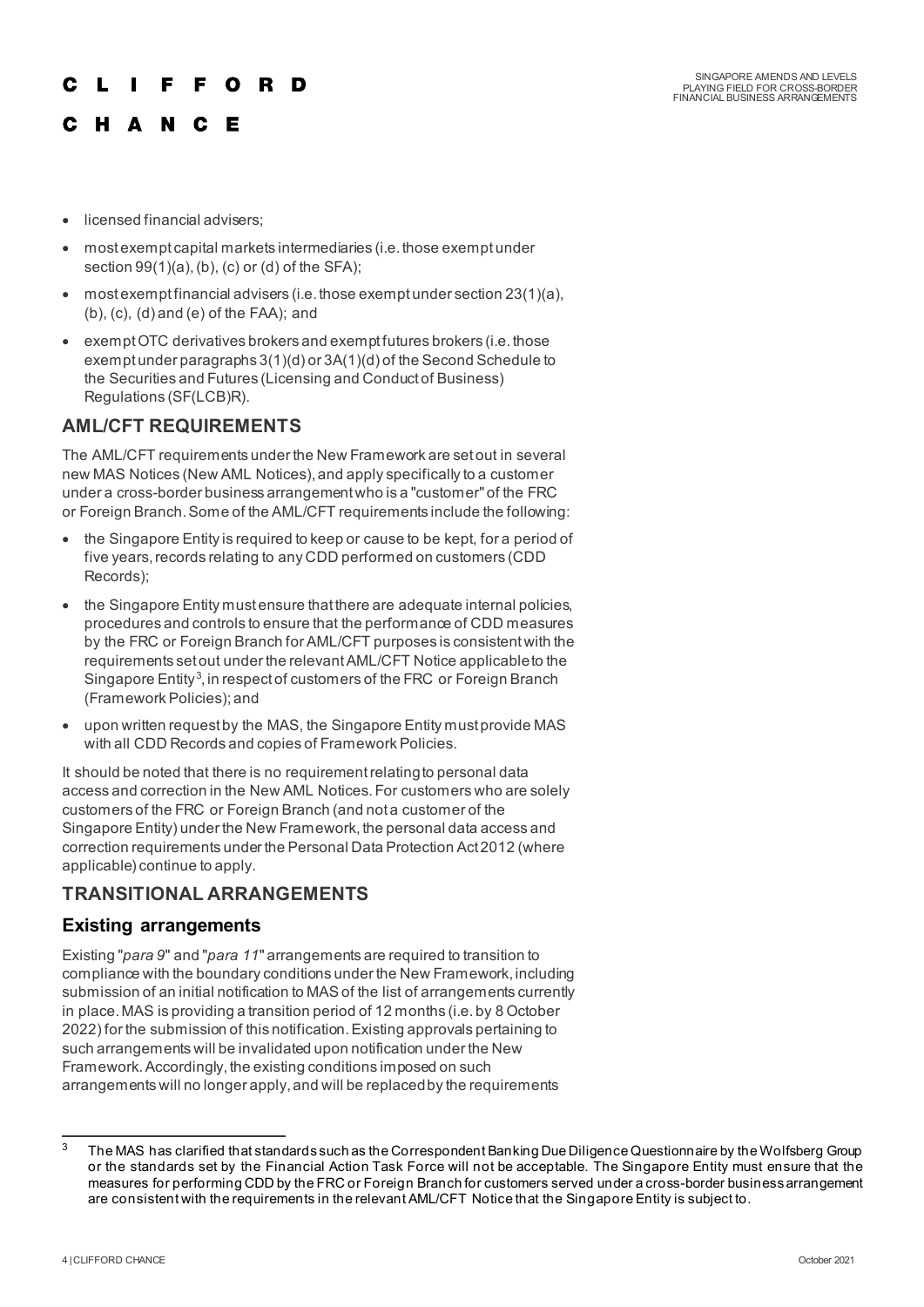- licensed financial advisers;
- most exempt capital markets intermediaries (i.e. those exempt under section 99(1)(a), (b), (c) or (d) of the SFA);
- most exempt financial advisers (i.e. those exempt under section 23(1)(a), (b), (c), (d) and (e) of the FAA); and
- exempt OTC derivatives brokers and exempt futures brokers (i.e. those exempt under paragraphs 3(1)(d) or 3A(1)(d) of the Second Schedule to the Securities and Futures (Licensing and Conduct of Business) Regulations (SF(LCB)R).

## AML/CFT REQUIREMENTS

The AML/CFT requirements under the New Framework are set out in several new MAS Notices (New AML Notices), and apply specifically to a customer under a cross-border business arrangement who is a "customer" of the FRC or Foreign Branch. Some of the AML/CFT requirements include the following:

- the Singapore Entity is required to keep or cause to be kept, for a period of five years, records relating to any CDD performed on customers (CDD Records);
- the Singapore Entity must ensure that there are adequate internal policies, procedures and controls to ensure that the performance of CDD measures by the FRC or Foreign Branch for AML/CFT purposes is consistent with the requirements set out under the relevant AML/CFT Notice applicable to the Singapore Entity[3], in respect of customers of the FRC or Foreign Branch (Framework Policies); and
- upon written request by the MAS, the Singapore Entity must provide MAS with all CDD Records and copies of Framework Policies.

It should be noted that there is no requirement relating to personal data access and correction in the New AML Notices. For customers who are solely customers of the FRC or Foreign Branch (and not a customer of the Singapore Entity) under the New Framework, the personal data access and correction requirements under the Personal Data Protection Act 2012 (where applicable) continue to apply.

## TRANSITIONAL ARRANGEMENTS

### Existing arrangements

Existing "*para 9*" and "*para 11*" arrangements are required to transition to compliance with the boundary conditions under the New Framework, including submission of an initial notification to MAS of the list of arrangements currently in place. MAS is providing a transition period of 12 months (i.e. by 8 October 2022) for the submission of this notification. Existing approvals pertaining to such arrangements will be invalidated upon notification under the New Framework. Accordingly, the existing conditions imposed on such arrangements will no longer apply, and will be replaced by the requirements

[3] The MAS has clarified that standards such as the Correspondent Banking Due Diligence Questionnaire by the Wolfsberg Group or the standards set by the Financial Action Task Force will not be acceptable. The Singapore Entity must ensure that the measures for performing CDD by the FRC or Foreign Branch for customers served under a cross-border business arrangement are consistent with the requirements in the relevant AML/CFT Notice that the Singapore Entity is subject to.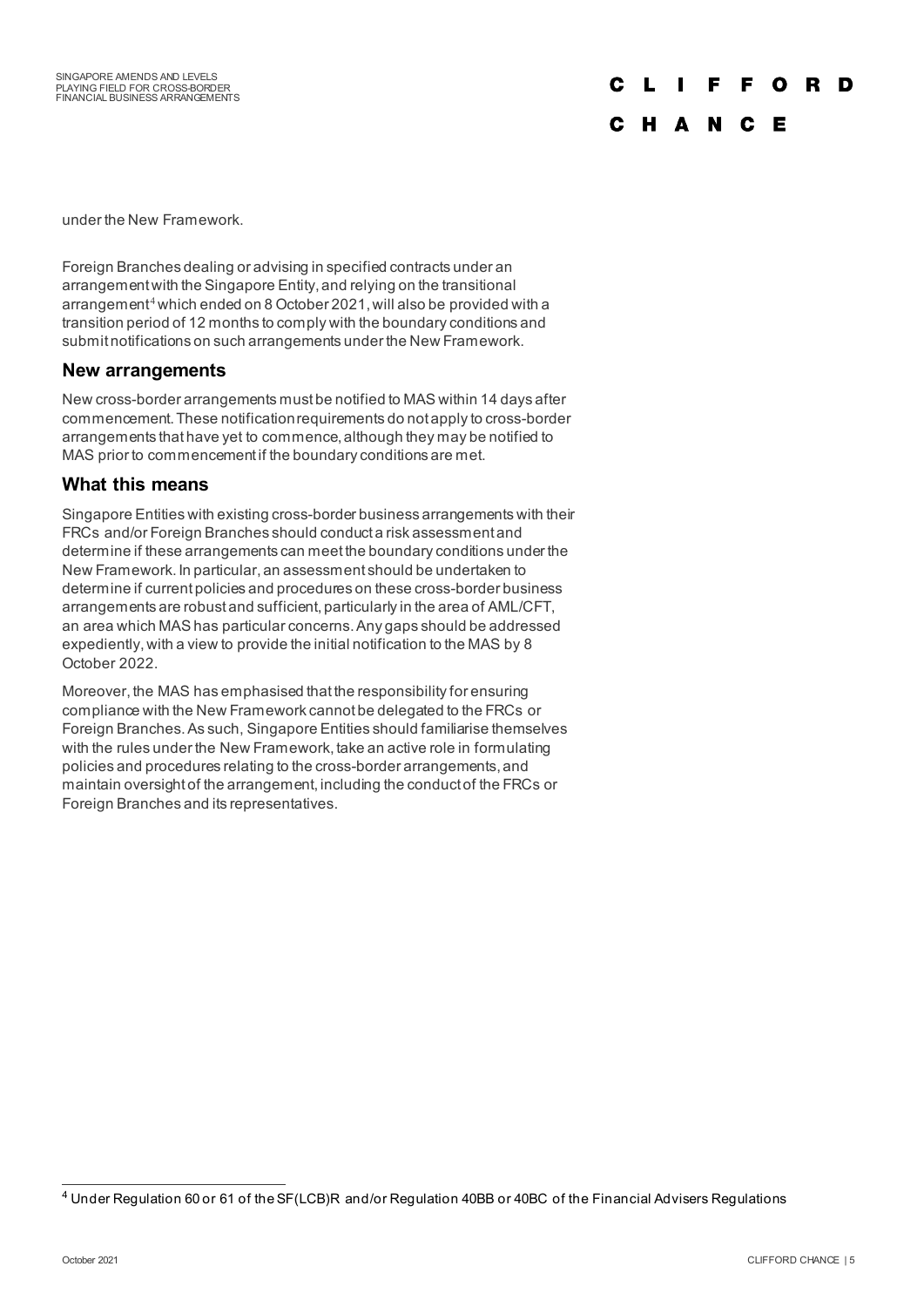under the New Framework.

Foreign Branches dealing or advising in specified contracts under an arrangement with the Singapore Entity, and relying on the transitional arrangement[4] which ended on 8 October 2021, will also be provided with a transition period of 12 months to comply with the boundary conditions and submit notifications on such arrangements under the New Framework.

## New arrangements

New cross-border arrangements must be notified to MAS within 14 days after commencement. These notification requirements do not apply to cross-border arrangements that have yet to commence, although they may be notified to MAS prior to commencement if the boundary conditions are met.

## What this means

Singapore Entities with existing cross-border business arrangements with their FRCs and/or Foreign Branches should conduct a risk assessment and determine if these arrangements can meet the boundary conditions under the New Framework. In particular, an assessment should be undertaken to determine if current policies and procedures on these cross-border business arrangements are robust and sufficient, particularly in the area of AML/CFT, an area which MAS has particular concerns. Any gaps should be addressed expediently, with a view to provide the initial notification to the MAS by 8 October 2022.

Moreover, the MAS has emphasised that the responsibility for ensuring compliance with the New Framework cannot be delegated to the FRCs or Foreign Branches. As such, Singapore Entities should familiarise themselves with the rules under the New Framework, take an active role in formulating policies and procedures relating to the cross-border arrangements, and maintain oversight of the arrangement, including the conduct of the FRCs or Foreign Branches and its representatives.

---

[4] Under Regulation 60 or 61 of the SF(LCB)R and/or Regulation 40BB or 40BC of the Financial Advisers Regulations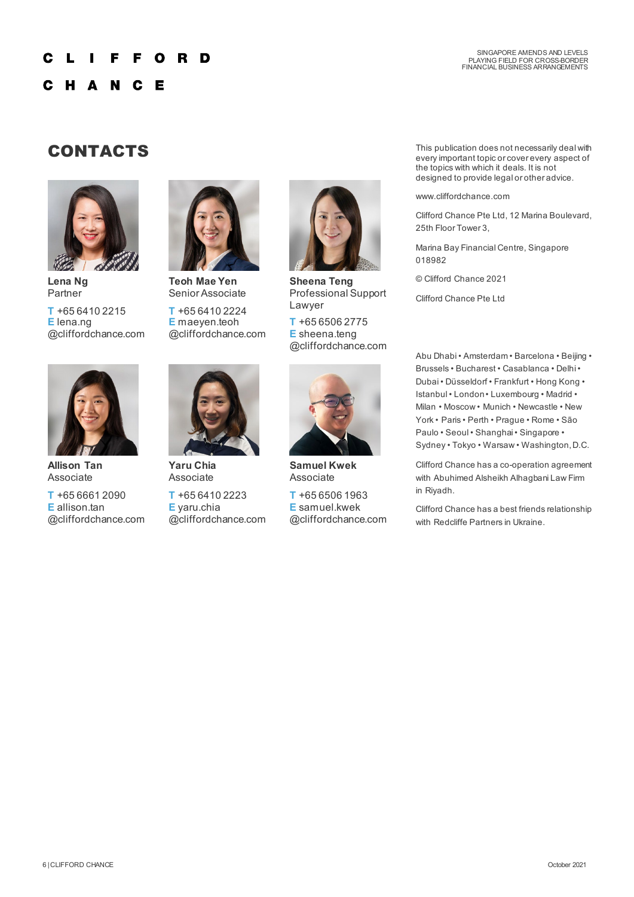## CONTACTS

**Lena Ng**
Partner

T +65 6410 2215
E lena.ng@cliffordchance.com

**Teoh Mae Yen**
Senior Associate

T +65 6410 2224
E maeyen.teoh@cliffordchance.com

**Sheena Teng**
Professional Support Lawyer

T +65 6506 2775
E sheena.teng@cliffordchance.com

**Allison Tan**
Associate

T +65 6661 2090
E allison.tan@cliffordchance.com

**Yaru Chia**
Associate

T +65 6410 2223
E yaru.chia@cliffordchance.com

**Samuel Kwek**
Associate

T +65 6506 1963
E samuel.kwek@cliffordchance.com

This publication does not necessarily deal with every important topic or cover every aspect of the topics with which it deals. It is not designed to provide legal or other advice.

www.cliffordchance.com

Clifford Chance Pte Ltd, 12 Marina Boulevard, 25th Floor Tower 3,

Marina Bay Financial Centre, Singapore 018982

© Clifford Chance 2021

Clifford Chance Pte Ltd

Abu Dhabi • Amsterdam • Barcelona • Beijing • Brussels • Bucharest • Casablanca • Delhi • Dubai • Düsseldorf • Frankfurt • Hong Kong • Istanbul • London • Luxembourg • Madrid • Milan • Moscow • Munich • Newcastle • New York • Paris • Perth • Prague • Rome • São Paulo • Seoul • Shanghai • Singapore • Sydney • Tokyo • Warsaw • Washington, D.C.

Clifford Chance has a co-operation agreement with Abuhimed Alsheikh Alhagbani Law Firm in Riyadh.

Clifford Chance has a best friends relationship with Redcliffe Partners in Ukraine.